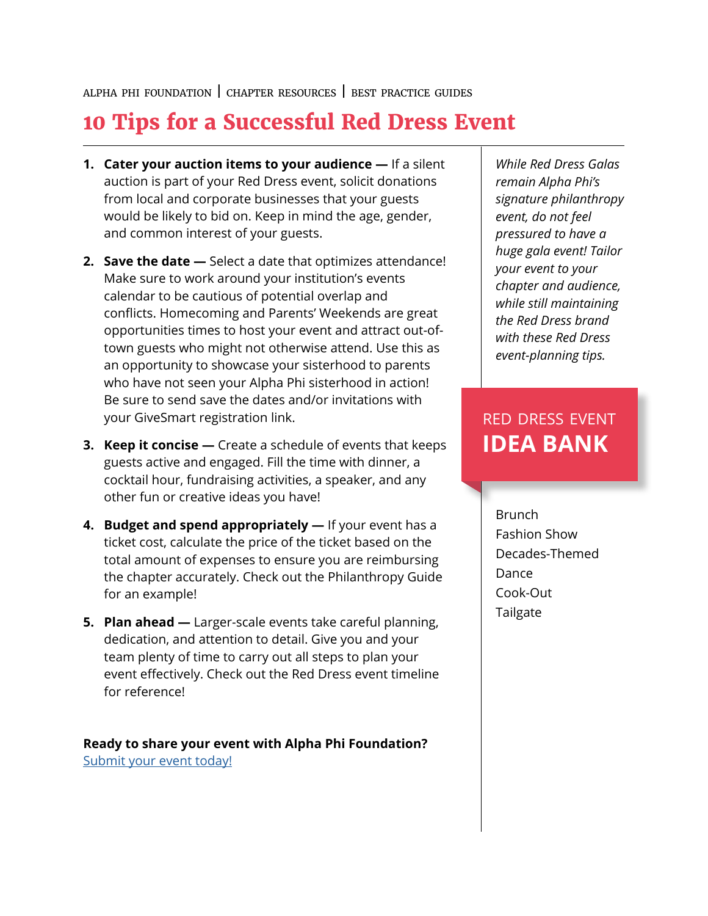ALPHA PHI FOUNDATION | CHAPTER RESOURCES | BEST PRACTICE GUIDES

# 10 Tips for a Successful Red Dress Event

1. **Cater your auction items to your audience —** If a silent auction is part of your Red Dress event, solicit donations from local and corporate businesses that your guests would be likely to bid on. Keep in mind the age, gender, and common interest of your guests.

2. **Save the date —** Select a date that optimizes attendance! Make sure to work around your institution's events calendar to be cautious of potential overlap and conflicts. Homecoming and Parents' Weekends are great opportunities times to host your event and attract out-of-town guests who might not otherwise attend. Use this as an opportunity to showcase your sisterhood to parents who have not seen your Alpha Phi sisterhood in action! Be sure to send save the dates and/or invitations with your GiveSmart registration link.

3. **Keep it concise —** Create a schedule of events that keeps guests active and engaged. Fill the time with dinner, a cocktail hour, fundraising activities, a speaker, and any other fun or creative ideas you have!

4. **Budget and spend appropriately —** If your event has a ticket cost, calculate the price of the ticket based on the total amount of expenses to ensure you are reimbursing the chapter accurately. Check out the Philanthropy Guide for an example!

5. **Plan ahead —** Larger-scale events take careful planning, dedication, and attention to detail. Give you and your team plenty of time to carry out all steps to plan your event effectively. Check out the Red Dress event timeline for reference!

**Ready to share your event with Alpha Phi Foundation?**
[Submit your event today!]()

*While Red Dress Galas remain Alpha Phi's signature philanthropy event, do not feel pressured to have a huge gala event! Tailor your event to your chapter and audience, while still maintaining the Red Dress brand with these Red Dress event-planning tips.*

## RED DRESS EVENT IDEA BANK

Brunch
Fashion Show
Decades-Themed Dance
Cook-Out
Tailgate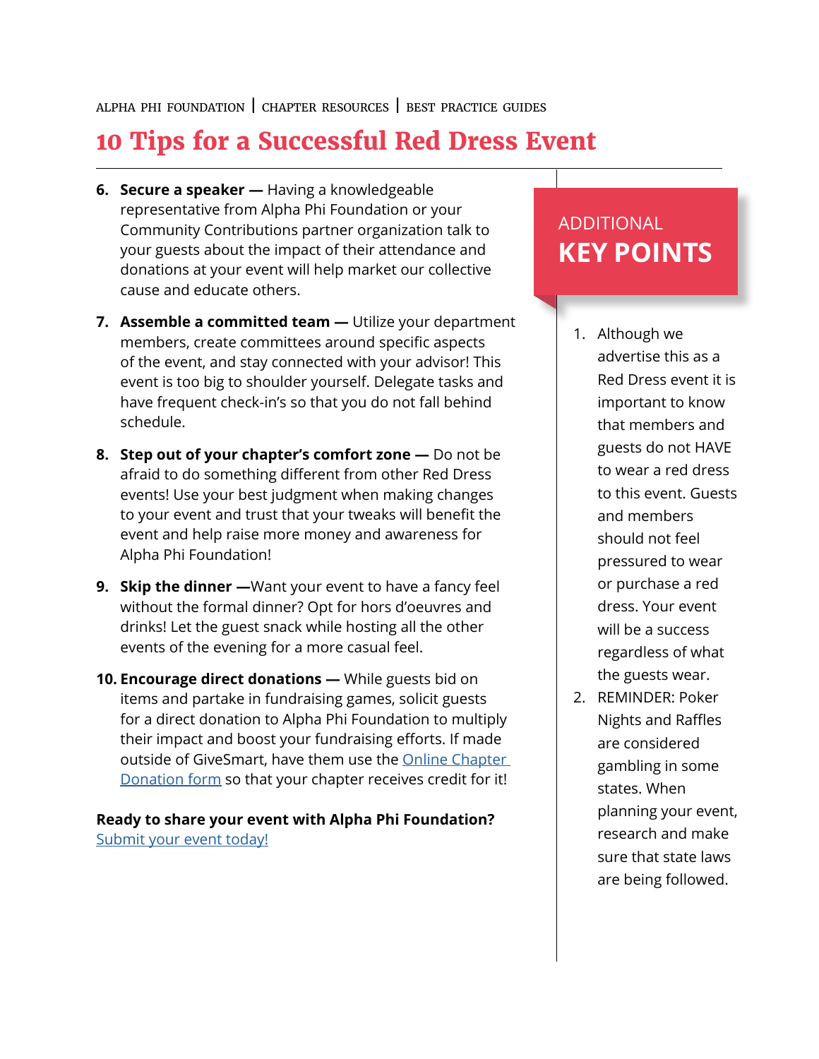ALPHA PHI FOUNDATION | CHAPTER RESOURCES | BEST PRACTICE GUIDES

# 10 Tips for a Successful Red Dress Event

6. **Secure a speaker —** Having a knowledgeable representative from Alpha Phi Foundation or your Community Contributions partner organization talk to your guests about the impact of their attendance and donations at your event will help market our collective cause and educate others.
7. **Assemble a committed team —** Utilize your department members, create committees around specific aspects of the event, and stay connected with your advisor! This event is too big to shoulder yourself. Delegate tasks and have frequent check-in's so that you do not fall behind schedule.
8. **Step out of your chapter's comfort zone —** Do not be afraid to do something different from other Red Dress events! Use your best judgment when making changes to your event and trust that your tweaks will benefit the event and help raise more money and awareness for Alpha Phi Foundation!
9. **Skip the dinner —**Want your event to have a fancy feel without the formal dinner? Opt for hors d'oeuvres and drinks! Let the guest snack while hosting all the other events of the evening for a more casual feel.
10. **Encourage direct donations —** While guests bid on items and partake in fundraising games, solicit guests for a direct donation to Alpha Phi Foundation to multiply their impact and boost your fundraising efforts. If made outside of GiveSmart, have them use the Online Chapter Donation form so that your chapter receives credit for it!

**Ready to share your event with Alpha Phi Foundation?**
Submit your event today!

## ADDITIONAL KEY POINTS

1. Although we advertise this as a Red Dress event it is important to know that members and guests do not HAVE to wear a red dress to this event. Guests and members should not feel pressured to wear or purchase a red dress. Your event will be a success regardless of what the guests wear.
2. REMINDER: Poker Nights and Raffles are considered gambling in some states. When planning your event, research and make sure that state laws are being followed.